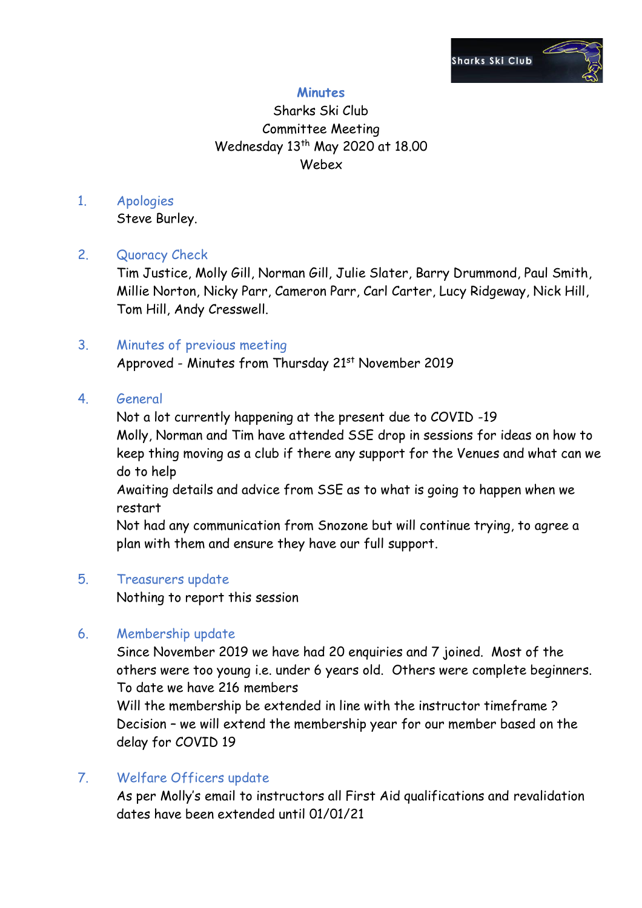# Minutes

Sharks Ski Club
Committee Meeting
Wednesday 13th May 2020 at 18.00
Webex

## 1. Apologies

Steve Burley.

## 2. Quoracy Check

Tim Justice, Molly Gill, Norman Gill, Julie Slater, Barry Drummond, Paul Smith, Millie Norton, Nicky Parr, Cameron Parr, Carl Carter, Lucy Ridgeway, Nick Hill, Tom Hill, Andy Cresswell.

## 3. Minutes of previous meeting

Approved - Minutes from Thursday 21st November 2019

## 4. General

Not a lot currently happening at the present due to COVID -19
Molly, Norman and Tim have attended SSE drop in sessions for ideas on how to keep thing moving as a club if there any support for the Venues and what can we do to help
Awaiting details and advice from SSE as to what is going to happen when we restart
Not had any communication from Snozone but will continue trying, to agree a plan with them and ensure they have our full support.

## 5. Treasurers update

Nothing to report this session

## 6. Membership update

Since November 2019 we have had 20 enquiries and 7 joined. Most of the others were too young i.e. under 6 years old. Others were complete beginners.
To date we have 216 members
Will the membership be extended in line with the instructor timeframe ?
Decision – we will extend the membership year for our member based on the delay for COVID 19

## 7. Welfare Officers update

As per Molly's email to instructors all First Aid qualifications and revalidation dates have been extended until 01/01/21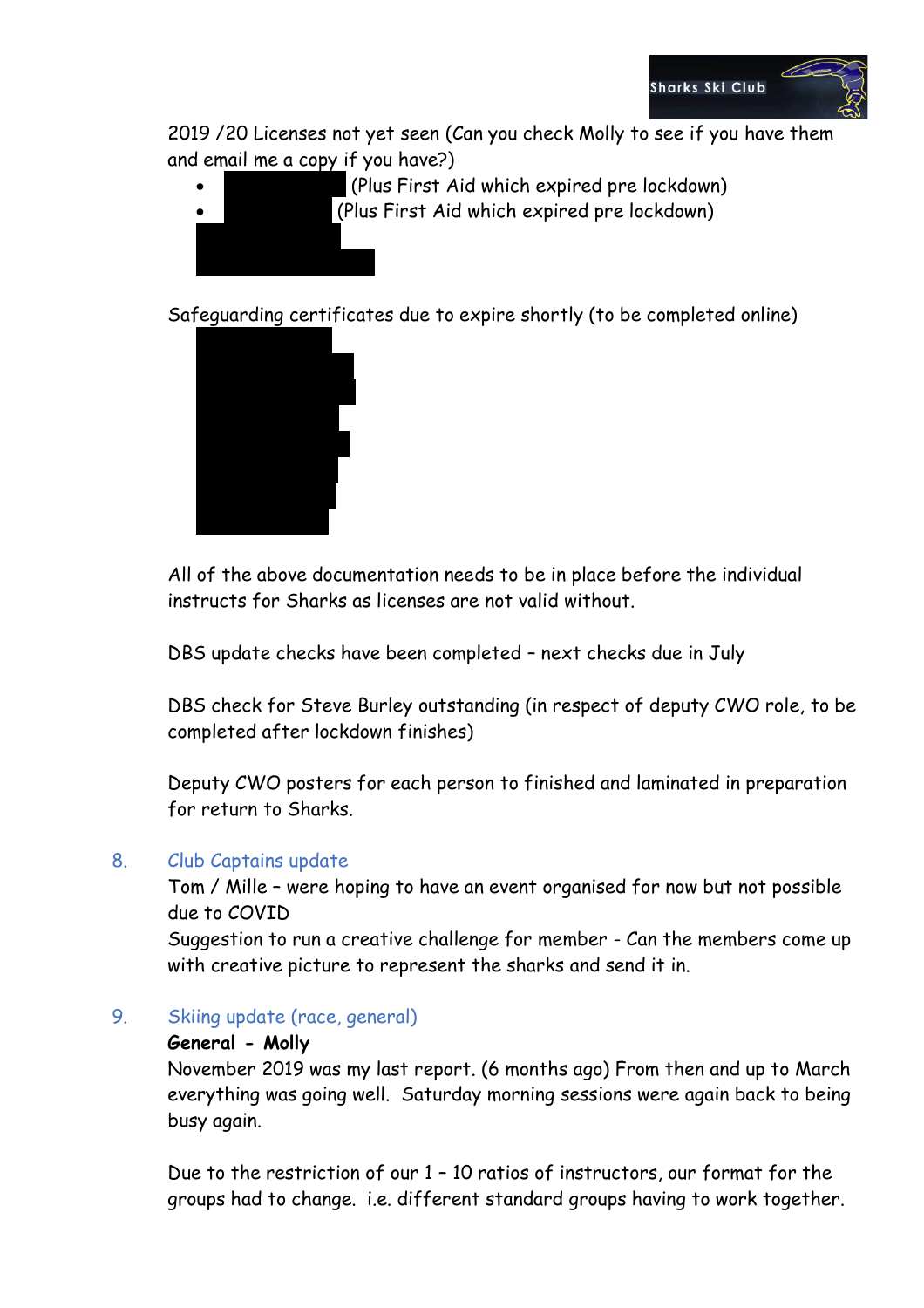2019 /20 Licenses not yet seen (Can you check Molly to see if you have them and email me a copy if you have?)

- (Plus First Aid which expired pre lockdown)
- (Plus First Aid which expired pre lockdown)

Safeguarding certificates due to expire shortly (to be completed online)

All of the above documentation needs to be in place before the individual instructs for Sharks as licenses are not valid without.

DBS update checks have been completed – next checks due in July

DBS check for Steve Burley outstanding (in respect of deputy CWO role, to be completed after lockdown finishes)

Deputy CWO posters for each person to finished and laminated in preparation for return to Sharks.

8. Club Captains update

Tom / Mille – were hoping to have an event organised for now but not possible due to COVID

Suggestion to run a creative challenge for member - Can the members come up with creative picture to represent the sharks and send it in.

9. Skiing update (race, general)

**General - Molly**

November 2019 was my last report. (6 months ago) From then and up to March everything was going well. Saturday morning sessions were again back to being busy again.

Due to the restriction of our 1 – 10 ratios of instructors, our format for the groups had to change. i.e. different standard groups having to work together.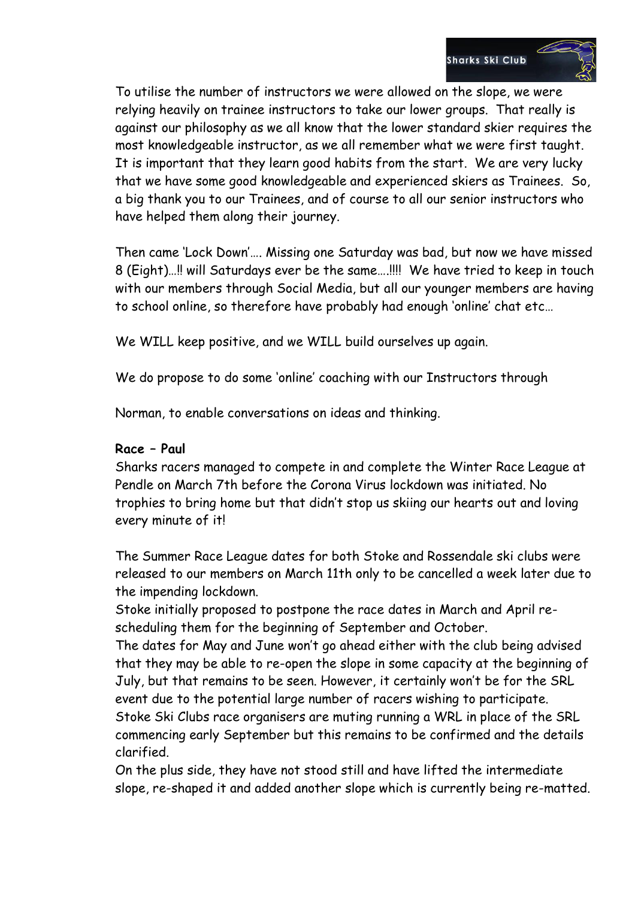To utilise the number of instructors we were allowed on the slope, we were relying heavily on trainee instructors to take our lower groups. That really is against our philosophy as we all know that the lower standard skier requires the most knowledgeable instructor, as we all remember what we were first taught. It is important that they learn good habits from the start. We are very lucky that we have some good knowledgeable and experienced skiers as Trainees. So, a big thank you to our Trainees, and of course to all our senior instructors who have helped them along their journey.

Then came 'Lock Down'…. Missing one Saturday was bad, but now we have missed 8 (Eight)…‼ will Saturdays ever be the same….!!!! We have tried to keep in touch with our members through Social Media, but all our younger members are having to school online, so therefore have probably had enough 'online' chat etc…

We WILL keep positive, and we WILL build ourselves up again.

We do propose to do some 'online' coaching with our Instructors through

Norman, to enable conversations on ideas and thinking.

**Race – Paul**

Sharks racers managed to compete in and complete the Winter Race League at Pendle on March 7th before the Corona Virus lockdown was initiated. No trophies to bring home but that didn't stop us skiing our hearts out and loving every minute of it!

The Summer Race League dates for both Stoke and Rossendale ski clubs were released to our members on March 11th only to be cancelled a week later due to the impending lockdown.

Stoke initially proposed to postpone the race dates in March and April re-scheduling them for the beginning of September and October.

The dates for May and June won't go ahead either with the club being advised that they may be able to re-open the slope in some capacity at the beginning of July, but that remains to be seen. However, it certainly won't be for the SRL event due to the potential large number of racers wishing to participate.

Stoke Ski Clubs race organisers are muting running a WRL in place of the SRL commencing early September but this remains to be confirmed and the details clarified.

On the plus side, they have not stood still and have lifted the intermediate slope, re-shaped it and added another slope which is currently being re-matted.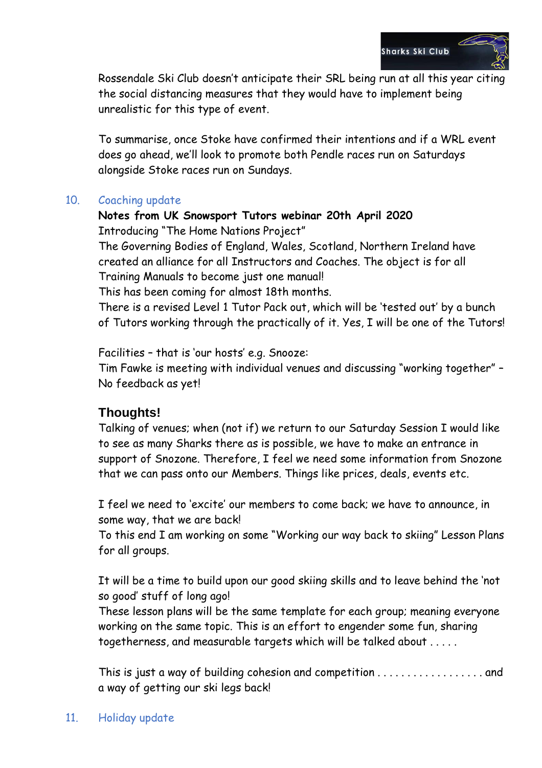Rossendale Ski Club doesn't anticipate their SRL being run at all this year citing the social distancing measures that they would have to implement being unrealistic for this type of event.

To summarise, once Stoke have confirmed their intentions and if a WRL event does go ahead, we'll look to promote both Pendle races run on Saturdays alongside Stoke races run on Sundays.

## 10. Coaching update

**Notes from UK Snowsport Tutors webinar 20th April 2020**

Introducing "The Home Nations Project"

The Governing Bodies of England, Wales, Scotland, Northern Ireland have created an alliance for all Instructors and Coaches. The object is for all Training Manuals to become just one manual!

This has been coming for almost 18th months.

There is a revised Level 1 Tutor Pack out, which will be 'tested out' by a bunch of Tutors working through the practically of it. Yes, I will be one of the Tutors!

Facilities – that is 'our hosts' e.g. Snooze:

Tim Fawke is meeting with individual venues and discussing "working together" – No feedback as yet!

### Thoughts!

Talking of venues; when (not if) we return to our Saturday Session I would like to see as many Sharks there as is possible, we have to make an entrance in support of Snozone. Therefore, I feel we need some information from Snozone that we can pass onto our Members. Things like prices, deals, events etc.

I feel we need to 'excite' our members to come back; we have to announce, in some way, that we are back!

To this end I am working on some "Working our way back to skiing" Lesson Plans for all groups.

It will be a time to build upon our good skiing skills and to leave behind the 'not so good' stuff of long ago!

These lesson plans will be the same template for each group; meaning everyone working on the same topic. This is an effort to engender some fun, sharing togetherness, and measurable targets which will be talked about . . . . .

This is just a way of building cohesion and competition . . . . . . . . . . . . . . . . . . and a way of getting our ski legs back!

## 11. Holiday update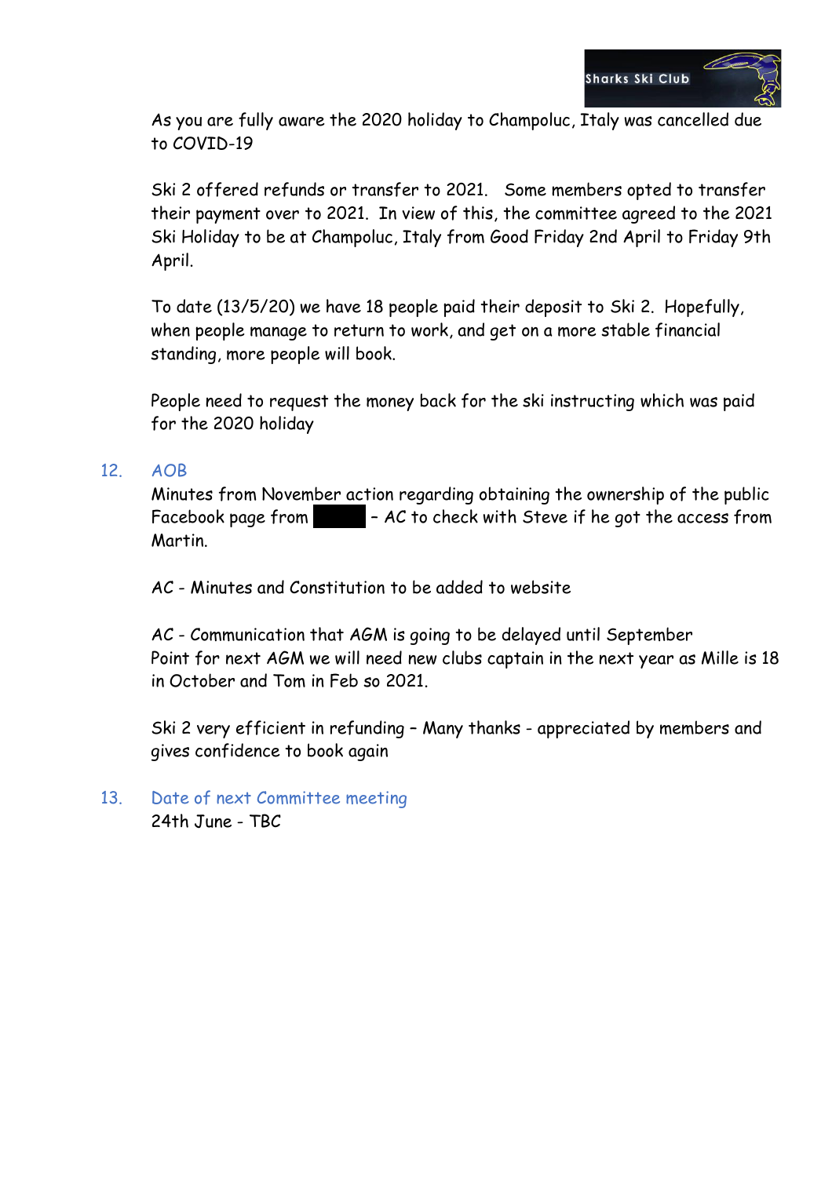As you are fully aware the 2020 holiday to Champoluc, Italy was cancelled due to COVID-19

Ski 2 offered refunds or transfer to 2021. Some members opted to transfer their payment over to 2021. In view of this, the committee agreed to the 2021 Ski Holiday to be at Champoluc, Italy from Good Friday 2nd April to Friday 9th April.

To date (13/5/20) we have 18 people paid their deposit to Ski 2. Hopefully, when people manage to return to work, and get on a more stable financial standing, more people will book.

People need to request the money back for the ski instructing which was paid for the 2020 holiday

## 12. AOB

Minutes from November action regarding obtaining the ownership of the public Facebook page from █████ – AC to check with Steve if he got the access from Martin.

AC - Minutes and Constitution to be added to website

AC - Communication that AGM is going to be delayed until September
Point for next AGM we will need new clubs captain in the next year as Mille is 18 in October and Tom in Feb so 2021.

Ski 2 very efficient in refunding – Many thanks - appreciated by members and gives confidence to book again

## 13. Date of next Committee meeting

24th June - TBC